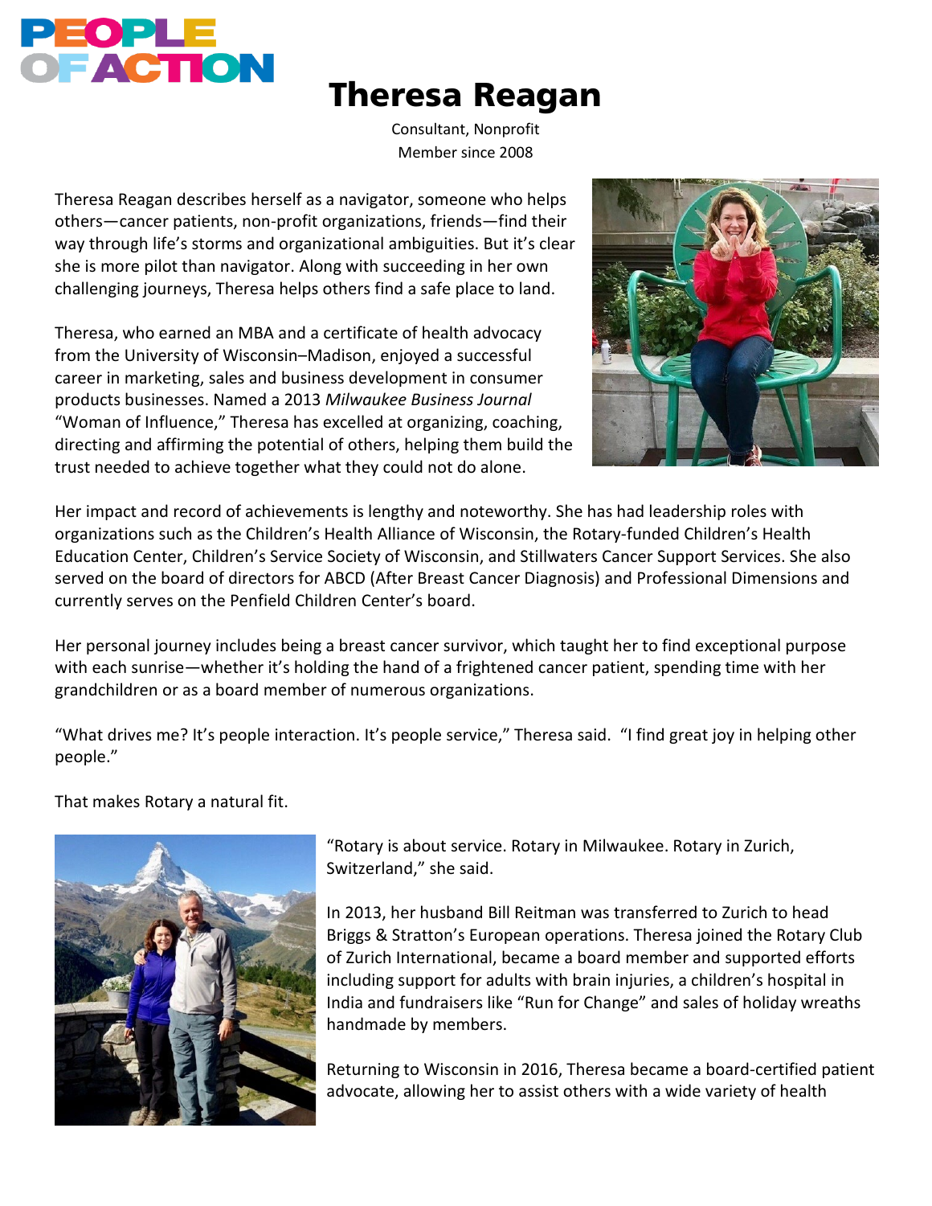PEOPLE OF ACTION

# Theresa Reagan

Consultant, Nonprofit
Member since 2008

Theresa Reagan describes herself as a navigator, someone who helps others—cancer patients, non-profit organizations, friends—find their way through life's storms and organizational ambiguities. But it's clear she is more pilot than navigator. Along with succeeding in her own challenging journeys, Theresa helps others find a safe place to land.

Theresa, who earned an MBA and a certificate of health advocacy from the University of Wisconsin–Madison, enjoyed a successful career in marketing, sales and business development in consumer products businesses. Named a 2013 *Milwaukee Business Journal* "Woman of Influence," Theresa has excelled at organizing, coaching, directing and affirming the potential of others, helping them build the trust needed to achieve together what they could not do alone.

Her impact and record of achievements is lengthy and noteworthy. She has had leadership roles with organizations such as the Children's Health Alliance of Wisconsin, the Rotary-funded Children's Health Education Center, Children's Service Society of Wisconsin, and Stillwaters Cancer Support Services. She also served on the board of directors for ABCD (After Breast Cancer Diagnosis) and Professional Dimensions and currently serves on the Penfield Children Center's board.

Her personal journey includes being a breast cancer survivor, which taught her to find exceptional purpose with each sunrise—whether it's holding the hand of a frightened cancer patient, spending time with her grandchildren or as a board member of numerous organizations.

"What drives me? It's people interaction. It's people service," Theresa said. "I find great joy in helping other people."

That makes Rotary a natural fit.

"Rotary is about service. Rotary in Milwaukee. Rotary in Zurich, Switzerland," she said.

In 2013, her husband Bill Reitman was transferred to Zurich to head Briggs & Stratton's European operations. Theresa joined the Rotary Club of Zurich International, became a board member and supported efforts including support for adults with brain injuries, a children's hospital in India and fundraisers like "Run for Change" and sales of holiday wreaths handmade by members.

Returning to Wisconsin in 2016, Theresa became a board-certified patient advocate, allowing her to assist others with a wide variety of health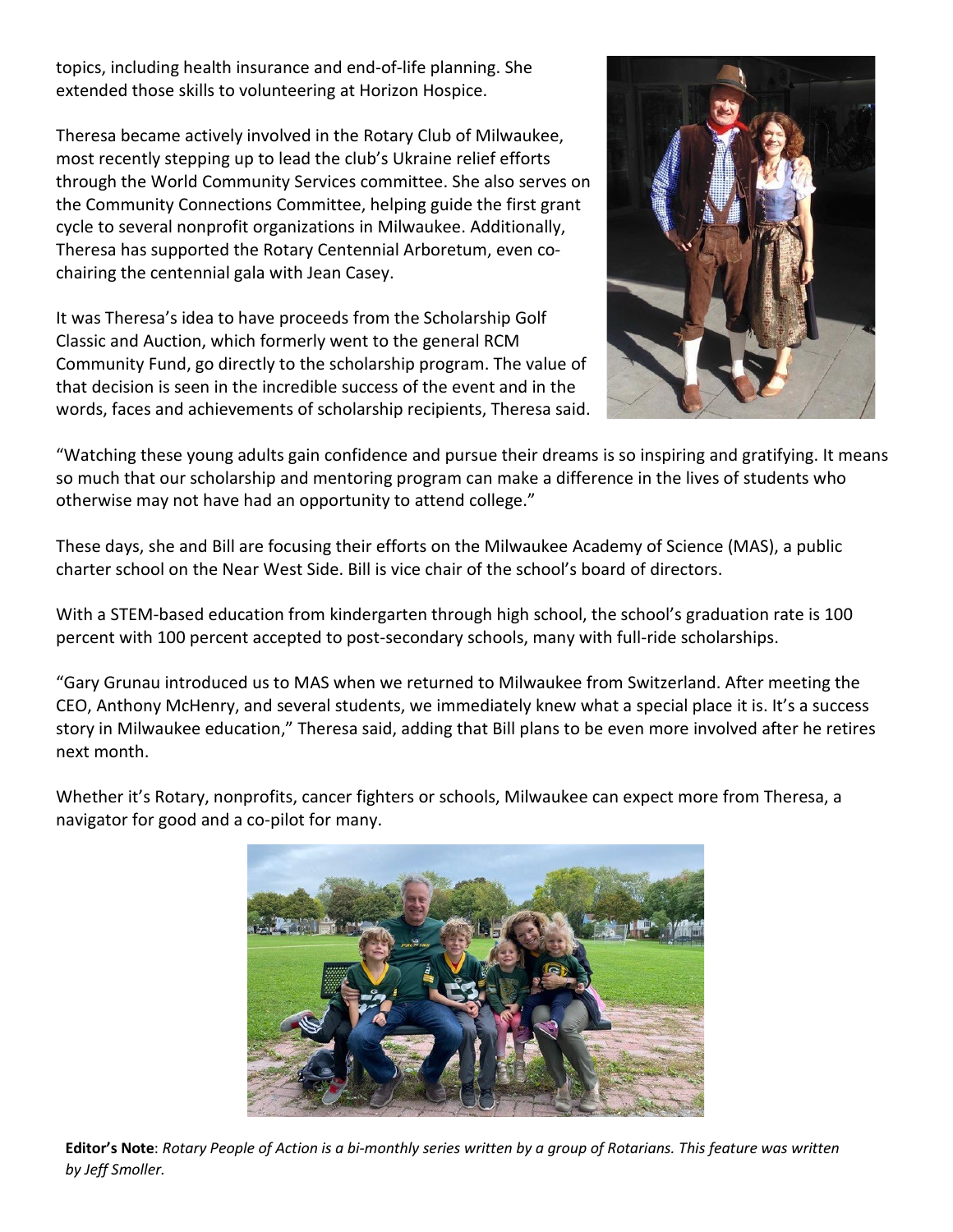topics, including health insurance and end-of-life planning. She extended those skills to volunteering at Horizon Hospice.

Theresa became actively involved in the Rotary Club of Milwaukee, most recently stepping up to lead the club's Ukraine relief efforts through the World Community Services committee. She also serves on the Community Connections Committee, helping guide the first grant cycle to several nonprofit organizations in Milwaukee. Additionally, Theresa has supported the Rotary Centennial Arboretum, even co-chairing the centennial gala with Jean Casey.

It was Theresa's idea to have proceeds from the Scholarship Golf Classic and Auction, which formerly went to the general RCM Community Fund, go directly to the scholarship program. The value of that decision is seen in the incredible success of the event and in the words, faces and achievements of scholarship recipients, Theresa said.

"Watching these young adults gain confidence and pursue their dreams is so inspiring and gratifying. It means so much that our scholarship and mentoring program can make a difference in the lives of students who otherwise may not have had an opportunity to attend college."

These days, she and Bill are focusing their efforts on the Milwaukee Academy of Science (MAS), a public charter school on the Near West Side. Bill is vice chair of the school's board of directors.

With a STEM-based education from kindergarten through high school, the school's graduation rate is 100 percent with 100 percent accepted to post-secondary schools, many with full-ride scholarships.

"Gary Grunau introduced us to MAS when we returned to Milwaukee from Switzerland. After meeting the CEO, Anthony McHenry, and several students, we immediately knew what a special place it is. It's a success story in Milwaukee education," Theresa said, adding that Bill plans to be even more involved after he retires next month.

Whether it's Rotary, nonprofits, cancer fighters or schools, Milwaukee can expect more from Theresa, a navigator for good and a co-pilot for many.

**Editor's Note**: *Rotary People of Action is a bi-monthly series written by a group of Rotarians. This feature was written by Jeff Smoller.*